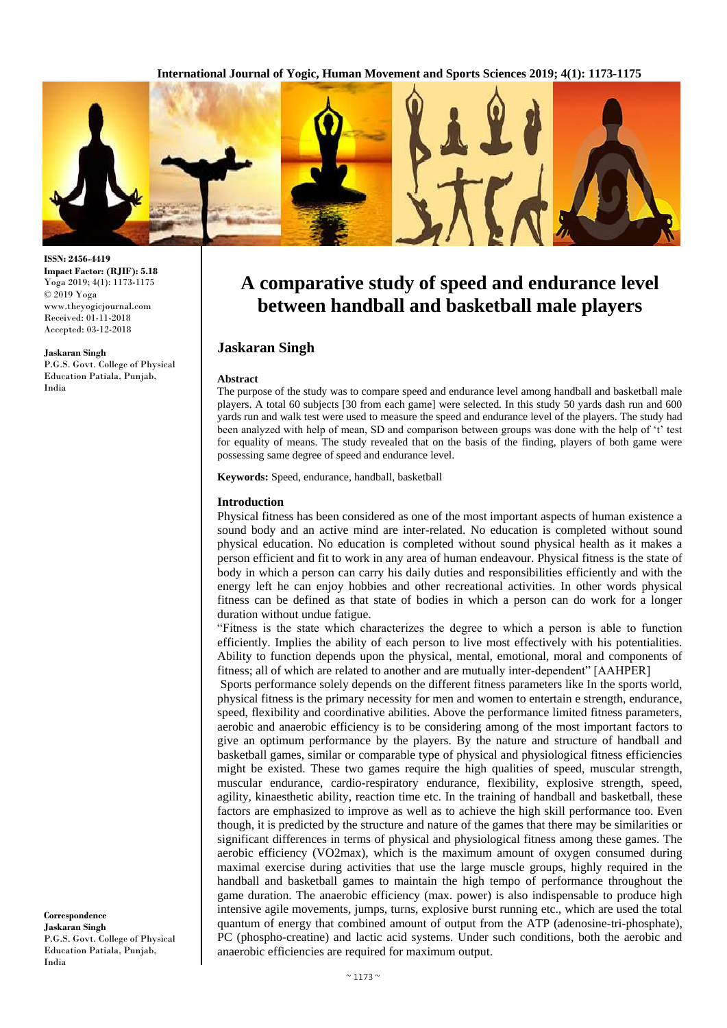ISSN: 2456-4419
Impact Factor: (RJIF): 5.18
Yoga 2019; 4(1): 1173-1175
© 2019 Yoga
www.theyogicjournal.com
Received: 01-11-2018
Accepted: 03-12-2018

**Jaskaran Singh**
P.G.S. Govt. College of Physical Education Patiala, Punjab, India

**Correspondence**
**Jaskaran Singh**
P.G.S. Govt. College of Physical Education Patiala, Punjab, India

# A comparative study of speed and endurance level between handball and basketball male players

## Jaskaran Singh

### Abstract

The purpose of the study was to compare speed and endurance level among handball and basketball male players. A total 60 subjects [30 from each game] were selected. In this study 50 yards dash run and 600 yards run and walk test were used to measure the speed and endurance level of the players. The study had been analyzed with help of mean, SD and comparison between groups was done with the help of 't' test for equality of means. The study revealed that on the basis of the finding, players of both game were possessing same degree of speed and endurance level.

**Keywords:** Speed, endurance, handball, basketball

### Introduction

Physical fitness has been considered as one of the most important aspects of human existence a sound body and an active mind are inter-related. No education is completed without sound physical education. No education is completed without sound physical health as it makes a person efficient and fit to work in any area of human endeavour. Physical fitness is the state of body in which a person can carry his daily duties and responsibilities efficiently and with the energy left he can enjoy hobbies and other recreational activities. In other words physical fitness can be defined as that state of bodies in which a person can do work for a longer duration without undue fatigue.

"Fitness is the state which characterizes the degree to which a person is able to function efficiently. Implies the ability of each person to live most effectively with his potentialities. Ability to function depends upon the physical, mental, emotional, moral and components of fitness; all of which are related to another and are mutually inter-dependent" [AAHPER]

Sports performance solely depends on the different fitness parameters like In the sports world, physical fitness is the primary necessity for men and women to entertain e strength, endurance, speed, flexibility and coordinative abilities. Above the performance limited fitness parameters, aerobic and anaerobic efficiency is to be considering among of the most important factors to give an optimum performance by the players. By the nature and structure of handball and basketball games, similar or comparable type of physical and physiological fitness efficiencies might be existed. These two games require the high qualities of speed, muscular strength, muscular endurance, cardio-respiratory endurance, flexibility, explosive strength, speed, agility, kinaesthetic ability, reaction time etc. In the training of handball and basketball, these factors are emphasized to improve as well as to achieve the high skill performance too. Even though, it is predicted by the structure and nature of the games that there may be similarities or significant differences in terms of physical and physiological fitness among these games. The aerobic efficiency (VO2max), which is the maximum amount of oxygen consumed during maximal exercise during activities that use the large muscle groups, highly required in the handball and basketball games to maintain the high tempo of performance throughout the game duration. The anaerobic efficiency (max. power) is also indispensable to produce high intensive agile movements, jumps, turns, explosive burst running etc., which are used the total quantum of energy that combined amount of output from the ATP (adenosine-tri-phosphate), PC (phospho-creatine) and lactic acid systems. Under such conditions, both the aerobic and anaerobic efficiencies are required for maximum output.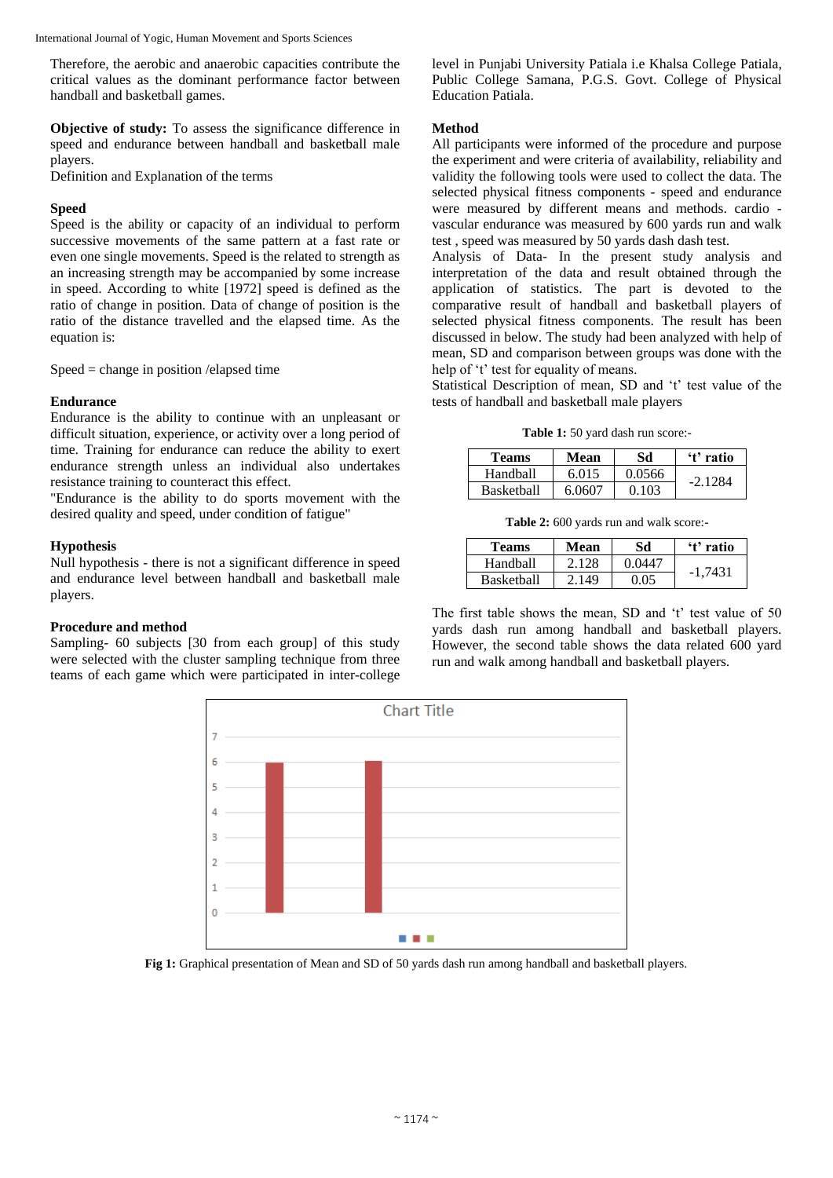Therefore, the aerobic and anaerobic capacities contribute the critical values as the dominant performance factor between handball and basketball games.

**Objective of study:** To assess the significance difference in speed and endurance between handball and basketball male players.

Definition and Explanation of the terms

### Speed

Speed is the ability or capacity of an individual to perform successive movements of the same pattern at a fast rate or even one single movements. Speed is the related to strength as an increasing strength may be accompanied by some increase in speed. According to white [1972] speed is defined as the ratio of change in position. Data of change of position is the ratio of the distance travelled and the elapsed time. As the equation is:

Speed = change in position /elapsed time

### Endurance

Endurance is the ability to continue with an unpleasant or difficult situation, experience, or activity over a long period of time. Training for endurance can reduce the ability to exert endurance strength unless an individual also undertakes resistance training to counteract this effect.

"Endurance is the ability to do sports movement with the desired quality and speed, under condition of fatigue"

### Hypothesis

Null hypothesis - there is not a significant difference in speed and endurance level between handball and basketball male players.

### Procedure and method

Sampling- 60 subjects [30 from each group] of this study were selected with the cluster sampling technique from three teams of each game which were participated in inter-college level in Punjabi University Patiala i.e Khalsa College Patiala, Public College Samana, P.G.S. Govt. College of Physical Education Patiala.

### Method

All participants were informed of the procedure and purpose the experiment and were criteria of availability, reliability and validity the following tools were used to collect the data. The selected physical fitness components - speed and endurance were measured by different means and methods. cardio - vascular endurance was measured by 600 yards run and walk test , speed was measured by 50 yards dash dash test.

Analysis of Data- In the present study analysis and interpretation of the data and result obtained through the application of statistics. The part is devoted to the comparative result of handball and basketball players of selected physical fitness components. The result has been discussed in below. The study had been analyzed with help of mean, SD and comparison between groups was done with the help of 't' test for equality of means.

Statistical Description of mean, SD and 't' test value of the tests of handball and basketball male players

**Table 1:** 50 yard dash run score:-

| Teams | Mean | Sd | 't' ratio |
|---|---|---|---|
| Handball | 6.015 | 0.0566 | -2.1284 |
| Basketball | 6.0607 | 0.103 | |

**Table 2:** 600 yards run and walk score:-

| Teams | Mean | Sd | 't' ratio |
|---|---|---|---|
| Handball | 2.128 | 0.0447 | -1,7431 |
| Basketball | 2.149 | 0.05 | |

The first table shows the mean, SD and 't' test value of 50 yards dash run among handball and basketball players. However, the second table shows the data related 600 yard run and walk among handball and basketball players.

**Fig 1:** Graphical presentation of Mean and SD of 50 yards dash run among handball and basketball players.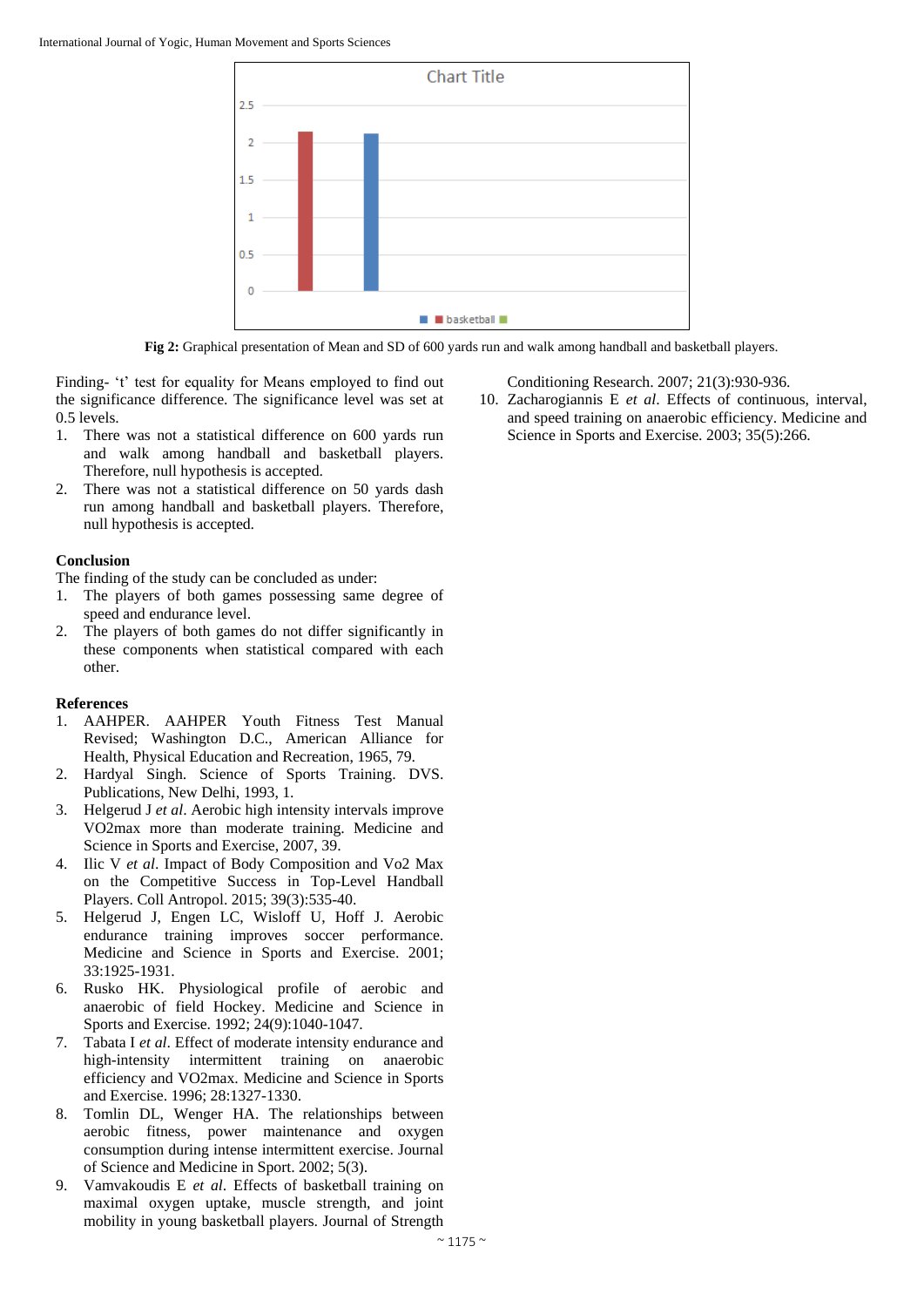Chart Title

2.5

2

1.5

1

0.5

0

basketball

**Fig 2:** Graphical presentation of Mean and SD of 600 yards run and walk among handball and basketball players.

Finding- 't' test for equality for Means employed to find out the significance difference. The significance level was set at 0.5 levels.

1. There was not a statistical difference on 600 yards run and walk among handball and basketball players. Therefore, null hypothesis is accepted.
2. There was not a statistical difference on 50 yards dash run among handball and basketball players. Therefore, null hypothesis is accepted.

## Conclusion

The finding of the study can be concluded as under:

1. The players of both games possessing same degree of speed and endurance level.
2. The players of both games do not differ significantly in these components when statistical compared with each other.

## References

1. AAHPER. AAHPER Youth Fitness Test Manual Revised; Washington D.C., American Alliance for Health, Physical Education and Recreation, 1965, 79.
2. Hardyal Singh. Science of Sports Training. DVS. Publications, New Delhi, 1993, 1.
3. Helgerud J *et al*. Aerobic high intensity intervals improve VO2max more than moderate training. Medicine and Science in Sports and Exercise, 2007, 39.
4. Ilic V *et al*. Impact of Body Composition and Vo2 Max on the Competitive Success in Top-Level Handball Players. Coll Antropol. 2015; 39(3):535-40.
5. Helgerud J, Engen LC, Wisloff U, Hoff J. Aerobic endurance training improves soccer performance. Medicine and Science in Sports and Exercise. 2001; 33:1925-1931.
6. Rusko HK. Physiological profile of aerobic and anaerobic of field Hockey. Medicine and Science in Sports and Exercise. 1992; 24(9):1040-1047.
7. Tabata I *et al*. Effect of moderate intensity endurance and high-intensity intermittent training on anaerobic efficiency and VO2max. Medicine and Science in Sports and Exercise. 1996; 28:1327-1330.
8. Tomlin DL, Wenger HA. The relationships between aerobic fitness, power maintenance and oxygen consumption during intense intermittent exercise. Journal of Science and Medicine in Sport. 2002; 5(3).
9. Vamvakoudis E *et al*. Effects of basketball training on maximal oxygen uptake, muscle strength, and joint mobility in young basketball players. Journal of Strength Conditioning Research. 2007; 21(3):930-936.
10. Zacharogiannis E *et al*. Effects of continuous, interval, and speed training on anaerobic efficiency. Medicine and Science in Sports and Exercise. 2003; 35(5):266.